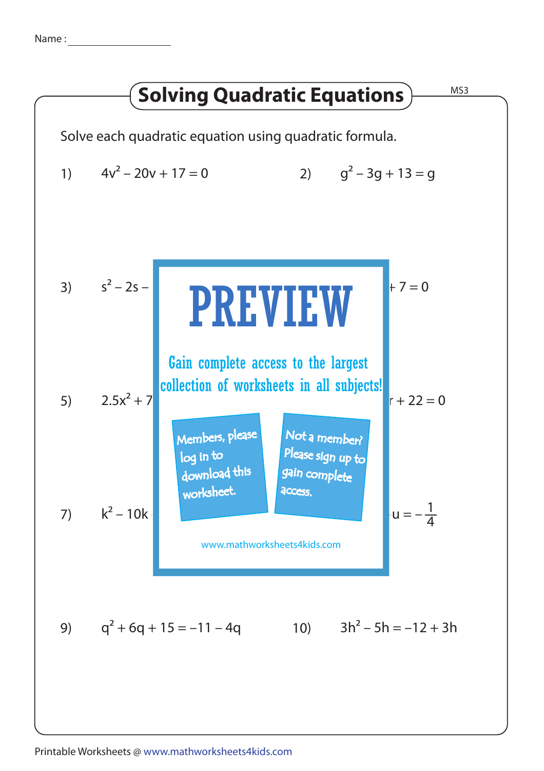Name : ______________

# Solving Quadratic Equations

MS3

Solve each quadratic equation using quadratic formula.

1) $4v^2 - 20v + 17 = 0$

2) $g^2 - 3g + 13 = g$

3) $s^2 - 2s -$ ... $+ 7 = 0$

5) $2.5x^2 + 7$ ... $r + 22 = 0$

7) $k^2 - 10k$ ... $u = -\frac{1}{4}$

# PREVIEW

Gain complete access to the largest collection of worksheets in all subjects!

Members, please log in to download this worksheet.

Not a member? Please sign up to gain complete access.

www.mathworksheets4kids.com

9) $q^2 + 6q + 15 = -11 - 4q$

10) $3h^2 - 5h = -12 + 3h$

Printable Worksheets @ www.mathworksheets4kids.com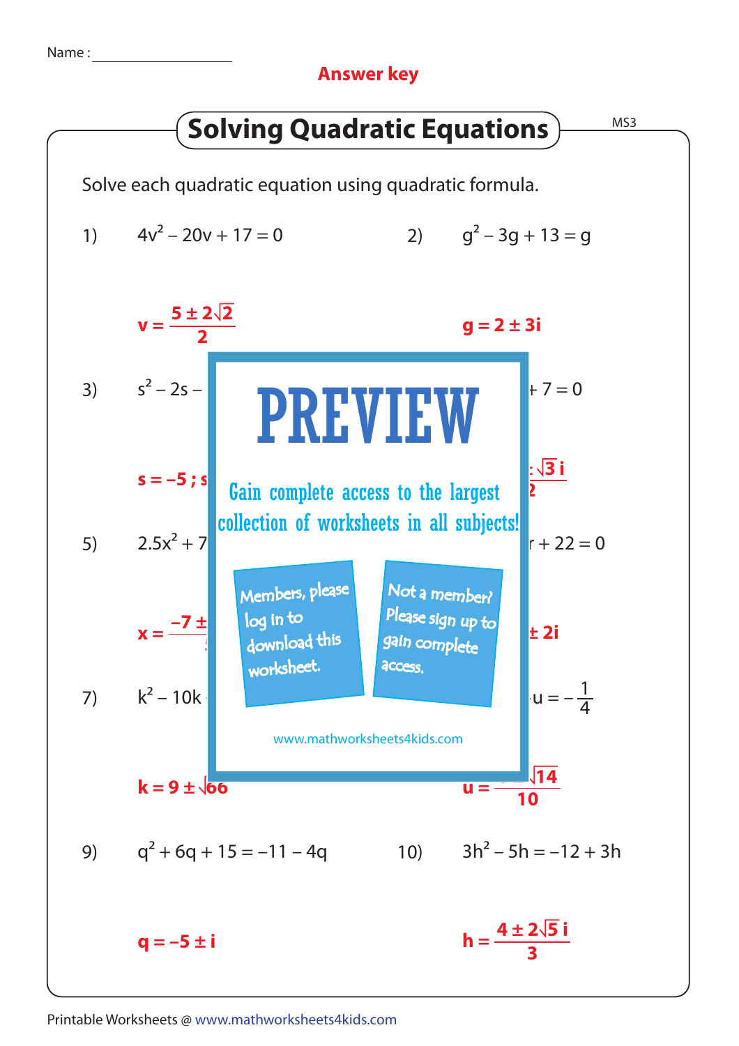Name :

**Answer key**

# Solving Quadratic Equations

MS3

Solve each quadratic equation using quadratic formula.

1) $4v^2 - 20v + 17 = 0$

$v = \frac{5 \pm 2\sqrt{2}}{2}$

2) $g^2 - 3g + 13 = g$

$g = 2 \pm 3i$

3) $s^2 - 2s -$

$s = -5 ; s$

4) $+ 7 = 0$

$\sqrt{3}\,i$

5) $2.5x^2 + 7$

$x = \frac{-7 \pm}{}$

6) $r + 22 = 0$

$\pm 2i$

7) $k^2 - 10k$

$k = 9 \pm \sqrt{66}$

8) $u = -\frac{1}{4}$

$u = \frac{\quad \sqrt{14}}{10}$

9) $q^2 + 6q + 15 = -11 - 4q$

$q = -5 \pm i$

10) $3h^2 - 5h = -12 + 3h$

$h = \frac{4 \pm 2\sqrt{5}\,i}{3}$

PREVIEW

Gain complete access to the largest collection of worksheets in all subjects!

Members, please log in to download this worksheet.

Not a member? Please sign up to gain complete access.

www.mathworksheets4kids.com

Printable Worksheets @ www.mathworksheets4kids.com